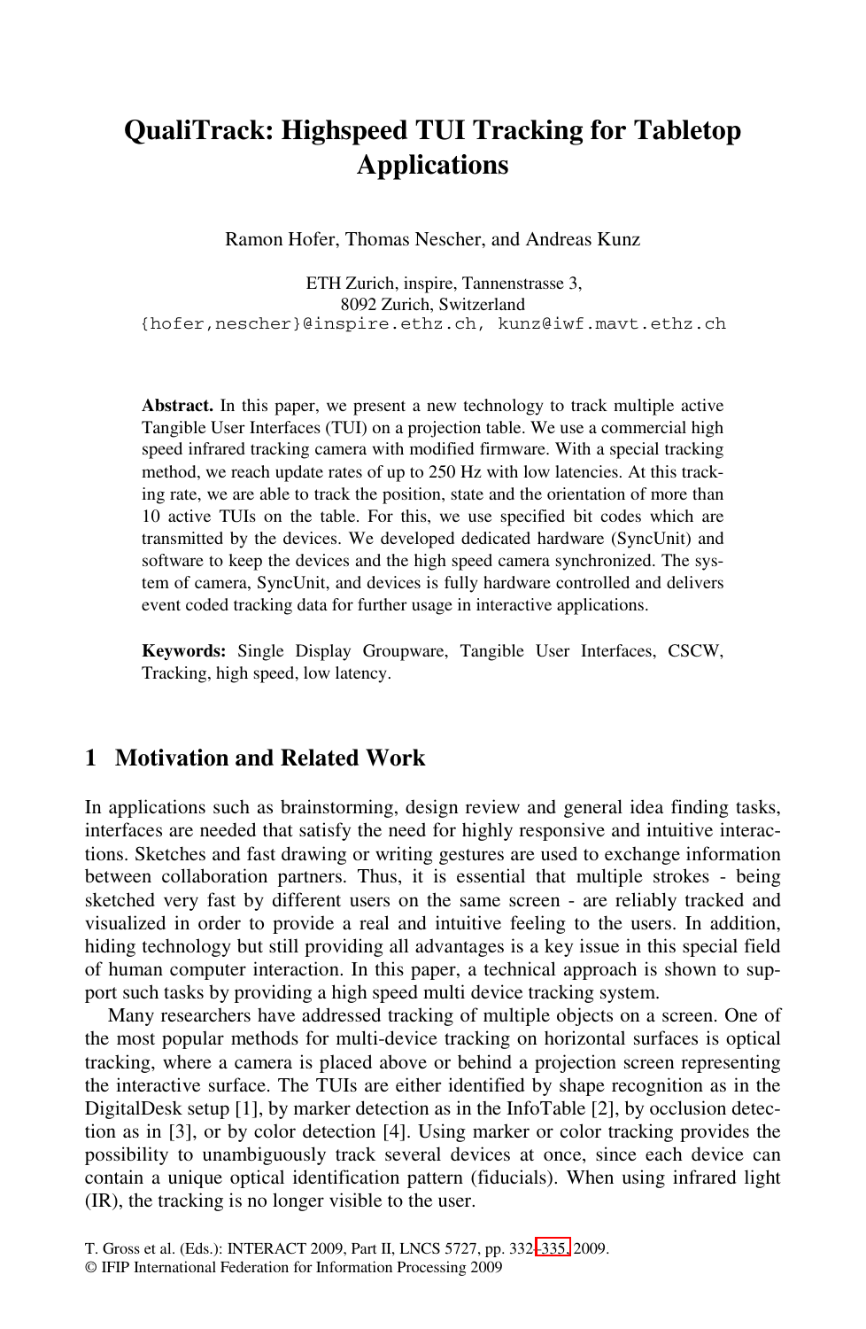# QualiTrack: Highspeed TUI Tracking for Tabletop Applications

Ramon Hofer, Thomas Nescher, and Andreas Kunz

ETH Zurich, inspire, Tannenstrasse 3,
8092 Zurich, Switzerland
{hofer,nescher}@inspire.ethz.ch, kunz@iwf.mavt.ethz.ch

**Abstract.** In this paper, we present a new technology to track multiple active Tangible User Interfaces (TUI) on a projection table. We use a commercial high speed infrared tracking camera with modified firmware. With a special tracking method, we reach update rates of up to 250 Hz with low latencies. At this tracking rate, we are able to track the position, state and the orientation of more than 10 active TUIs on the table. For this, we use specified bit codes which are transmitted by the devices. We developed dedicated hardware (SyncUnit) and software to keep the devices and the high speed camera synchronized. The system of camera, SyncUnit, and devices is fully hardware controlled and delivers event coded tracking data for further usage in interactive applications.

**Keywords:** Single Display Groupware, Tangible User Interfaces, CSCW, Tracking, high speed, low latency.

## 1 Motivation and Related Work

In applications such as brainstorming, design review and general idea finding tasks, interfaces are needed that satisfy the need for highly responsive and intuitive interactions. Sketches and fast drawing or writing gestures are used to exchange information between collaboration partners. Thus, it is essential that multiple strokes - being sketched very fast by different users on the same screen - are reliably tracked and visualized in order to provide a real and intuitive feeling to the users. In addition, hiding technology but still providing all advantages is a key issue in this special field of human computer interaction. In this paper, a technical approach is shown to support such tasks by providing a high speed multi device tracking system.

Many researchers have addressed tracking of multiple objects on a screen. One of the most popular methods for multi-device tracking on horizontal surfaces is optical tracking, where a camera is placed above or behind a projection screen representing the interactive surface. The TUIs are either identified by shape recognition as in the DigitalDesk setup [1], by marker detection as in the InfoTable [2], by occlusion detection as in [3], or by color detection [4]. Using marker or color tracking provides the possibility to unambiguously track several devices at once, since each device can contain a unique optical identification pattern (fiducials). When using infrared light (IR), the tracking is no longer visible to the user.

T. Gross et al. (Eds.): INTERACT 2009, Part II, LNCS 5727, pp. 332–335, 2009.
© IFIP International Federation for Information Processing 2009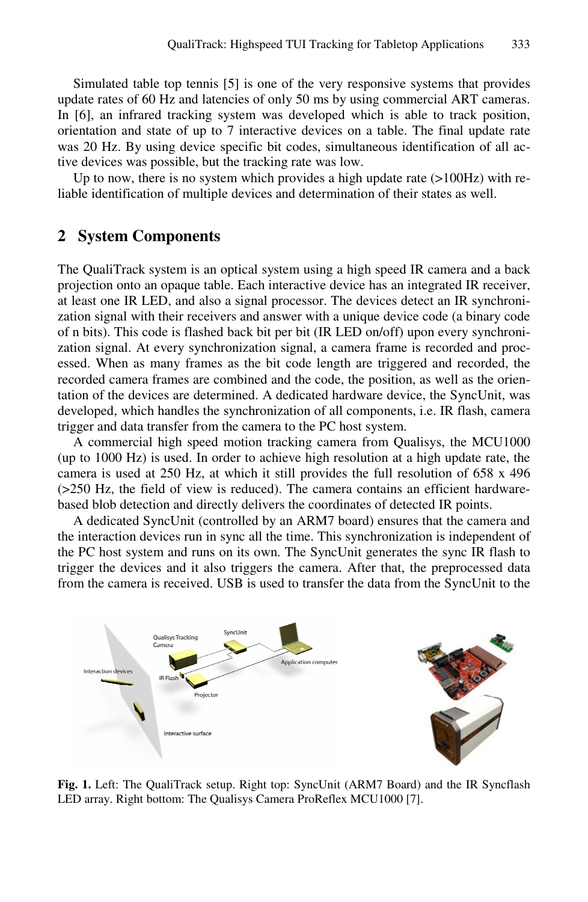Simulated table top tennis [5] is one of the very responsive systems that provides update rates of 60 Hz and latencies of only 50 ms by using commercial ART cameras. In [6], an infrared tracking system was developed which is able to track position, orientation and state of up to 7 interactive devices on a table. The final update rate was 20 Hz. By using device specific bit codes, simultaneous identification of all active devices was possible, but the tracking rate was low.

Up to now, there is no system which provides a high update rate (>100Hz) with reliable identification of multiple devices and determination of their states as well.

## 2 System Components

The QualiTrack system is an optical system using a high speed IR camera and a back projection onto an opaque table. Each interactive device has an integrated IR receiver, at least one IR LED, and also a signal processor. The devices detect an IR synchronization signal with their receivers and answer with a unique device code (a binary code of n bits). This code is flashed back bit per bit (IR LED on/off) upon every synchronization signal. At every synchronization signal, a camera frame is recorded and processed. When as many frames as the bit code length are triggered and recorded, the recorded camera frames are combined and the code, the position, as well as the orientation of the devices are determined. A dedicated hardware device, the SyncUnit, was developed, which handles the synchronization of all components, i.e. IR flash, camera trigger and data transfer from the camera to the PC host system.

A commercial high speed motion tracking camera from Qualisys, the MCU1000 (up to 1000 Hz) is used. In order to achieve high resolution at a high update rate, the camera is used at 250 Hz, at which it still provides the full resolution of 658 x 496 (>250 Hz, the field of view is reduced). The camera contains an efficient hardware-based blob detection and directly delivers the coordinates of detected IR points.

A dedicated SyncUnit (controlled by an ARM7 board) ensures that the camera and the interaction devices run in sync all the time. This synchronization is independent of the PC host system and runs on its own. The SyncUnit generates the sync IR flash to trigger the devices and it also triggers the camera. After that, the preprocessed data from the camera is received. USB is used to transfer the data from the SyncUnit to the

**Fig. 1.** Left: The QualiTrack setup. Right top: SyncUnit (ARM7 Board) and the IR Syncflash LED array. Right bottom: The Qualisys Camera ProReflex MCU1000 [7].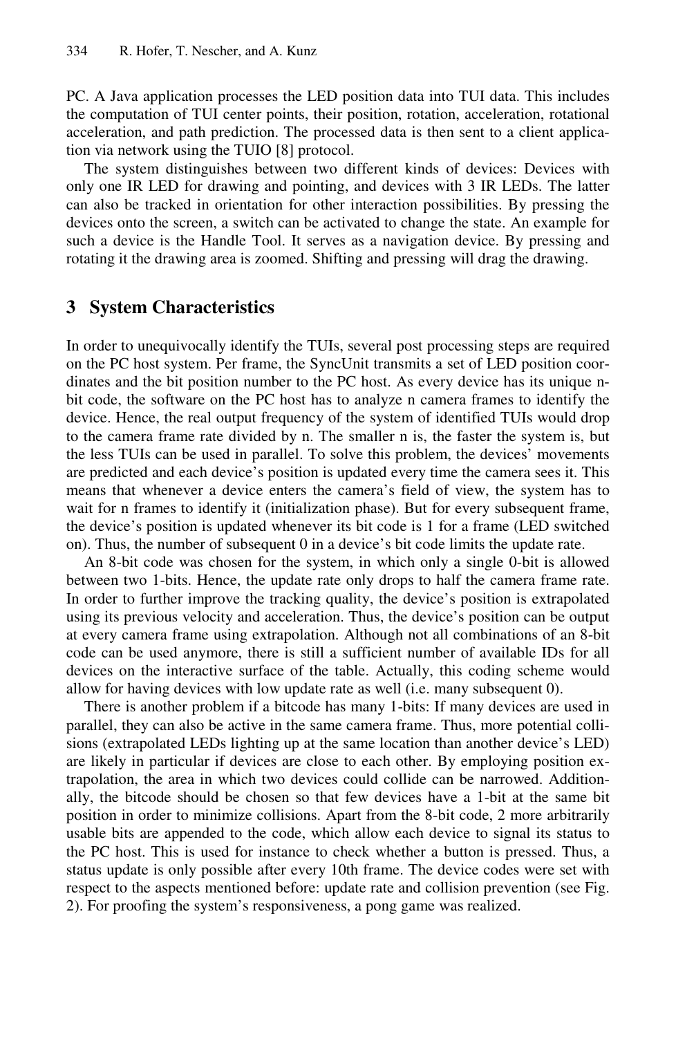PC. A Java application processes the LED position data into TUI data. This includes the computation of TUI center points, their position, rotation, acceleration, rotational acceleration, and path prediction. The processed data is then sent to a client application via network using the TUIO [8] protocol.

The system distinguishes between two different kinds of devices: Devices with only one IR LED for drawing and pointing, and devices with 3 IR LEDs. The latter can also be tracked in orientation for other interaction possibilities. By pressing the devices onto the screen, a switch can be activated to change the state. An example for such a device is the Handle Tool. It serves as a navigation device. By pressing and rotating it the drawing area is zoomed. Shifting and pressing will drag the drawing.

## 3 System Characteristics

In order to unequivocally identify the TUIs, several post processing steps are required on the PC host system. Per frame, the SyncUnit transmits a set of LED position coordinates and the bit position number to the PC host. As every device has its unique n-bit code, the software on the PC host has to analyze n camera frames to identify the device. Hence, the real output frequency of the system of identified TUIs would drop to the camera frame rate divided by n. The smaller n is, the faster the system is, but the less TUIs can be used in parallel. To solve this problem, the devices' movements are predicted and each device's position is updated every time the camera sees it. This means that whenever a device enters the camera's field of view, the system has to wait for n frames to identify it (initialization phase). But for every subsequent frame, the device's position is updated whenever its bit code is 1 for a frame (LED switched on). Thus, the number of subsequent 0 in a device's bit code limits the update rate.

An 8-bit code was chosen for the system, in which only a single 0-bit is allowed between two 1-bits. Hence, the update rate only drops to half the camera frame rate. In order to further improve the tracking quality, the device's position is extrapolated using its previous velocity and acceleration. Thus, the device's position can be output at every camera frame using extrapolation. Although not all combinations of an 8-bit code can be used anymore, there is still a sufficient number of available IDs for all devices on the interactive surface of the table. Actually, this coding scheme would allow for having devices with low update rate as well (i.e. many subsequent 0).

There is another problem if a bitcode has many 1-bits: If many devices are used in parallel, they can also be active in the same camera frame. Thus, more potential collisions (extrapolated LEDs lighting up at the same location than another device's LED) are likely in particular if devices are close to each other. By employing position extrapolation, the area in which two devices could collide can be narrowed. Additionally, the bitcode should be chosen so that few devices have a 1-bit at the same bit position in order to minimize collisions. Apart from the 8-bit code, 2 more arbitrarily usable bits are appended to the code, which allow each device to signal its status to the PC host. This is used for instance to check whether a button is pressed. Thus, a status update is only possible after every 10th frame. The device codes were set with respect to the aspects mentioned before: update rate and collision prevention (see Fig. 2). For proofing the system's responsiveness, a pong game was realized.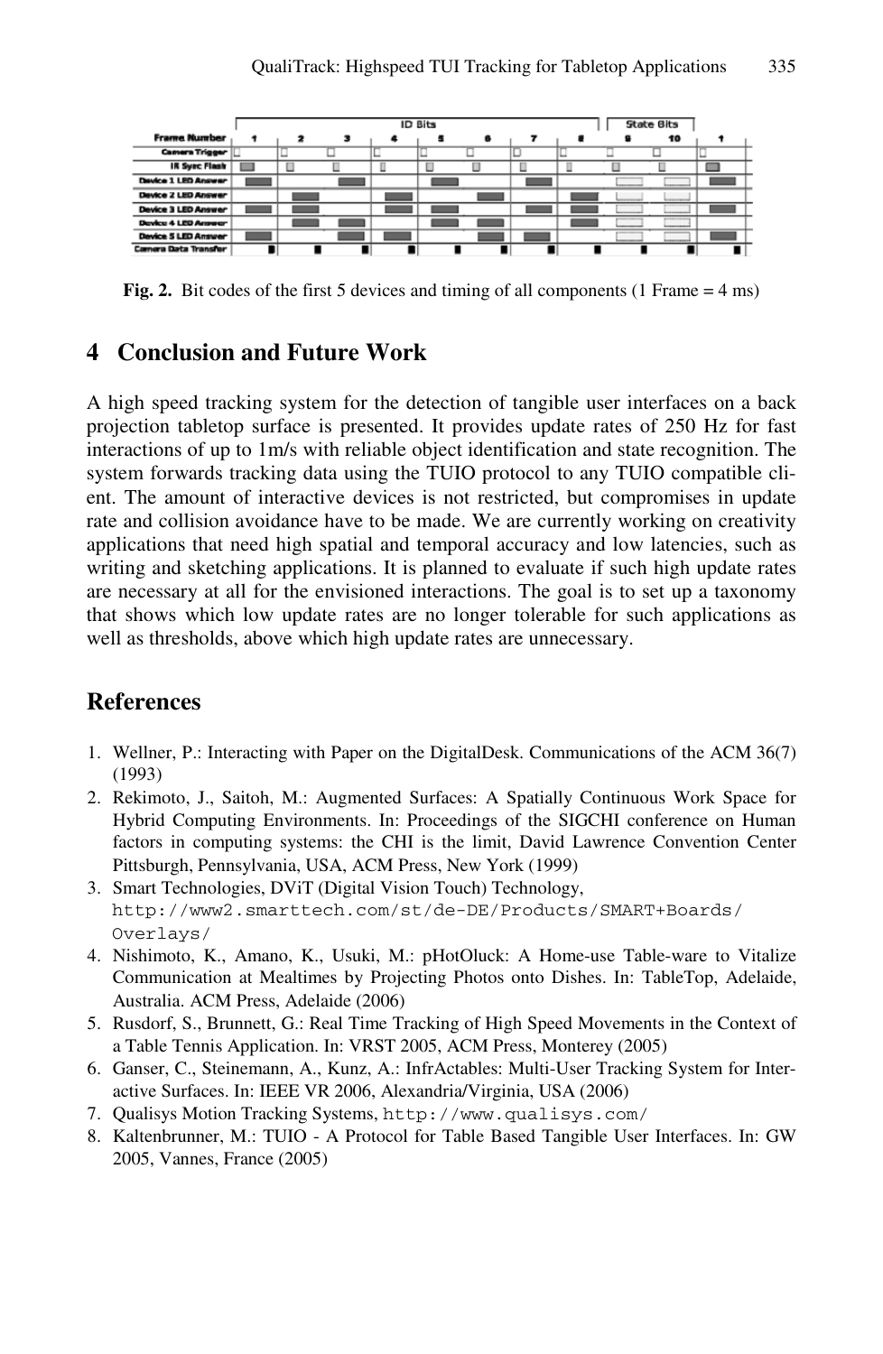ID Bits
State Bits
Frame Number
1 2 3 4 5 6 7 8 9 10 1
Camera Trigger
IR Sync Flash
Device 1 LED Answer
Device 2 LED Answer
Device 3 LED Answer
Device 4 LED Answer
Device 5 LED Answer
Camera Data Transfer

**Fig. 2.** Bit codes of the first 5 devices and timing of all components (1 Frame = 4 ms)

## 4 Conclusion and Future Work

A high speed tracking system for the detection of tangible user interfaces on a back projection tabletop surface is presented. It provides update rates of 250 Hz for fast interactions of up to 1m/s with reliable object identification and state recognition. The system forwards tracking data using the TUIO protocol to any TUIO compatible client. The amount of interactive devices is not restricted, but compromises in update rate and collision avoidance have to be made. We are currently working on creativity applications that need high spatial and temporal accuracy and low latencies, such as writing and sketching applications. It is planned to evaluate if such high update rates are necessary at all for the envisioned interactions. The goal is to set up a taxonomy that shows which low update rates are no longer tolerable for such applications as well as thresholds, above which high update rates are unnecessary.

## References

1. Wellner, P.: Interacting with Paper on the DigitalDesk. Communications of the ACM 36(7) (1993)
2. Rekimoto, J., Saitoh, M.: Augmented Surfaces: A Spatially Continuous Work Space for Hybrid Computing Environments. In: Proceedings of the SIGCHI conference on Human factors in computing systems: the CHI is the limit, David Lawrence Convention Center Pittsburgh, Pennsylvania, USA, ACM Press, New York (1999)
3. Smart Technologies, DViT (Digital Vision Touch) Technology, http://www2.smarttech.com/st/de-DE/Products/SMART+Boards/Overlays/
4. Nishimoto, K., Amano, K., Usuki, M.: pHotOluck: A Home-use Table-ware to Vitalize Communication at Mealtimes by Projecting Photos onto Dishes. In: TableTop, Adelaide, Australia. ACM Press, Adelaide (2006)
5. Rusdorf, S., Brunnett, G.: Real Time Tracking of High Speed Movements in the Context of a Table Tennis Application. In: VRST 2005, ACM Press, Monterey (2005)
6. Ganser, C., Steinemann, A., Kunz, A.: InfrActables: Multi-User Tracking System for Interactive Surfaces. In: IEEE VR 2006, Alexandria/Virginia, USA (2006)
7. Qualisys Motion Tracking Systems, http://www.qualisys.com/
8. Kaltenbrunner, M.: TUIO - A Protocol for Table Based Tangible User Interfaces. In: GW 2005, Vannes, France (2005)